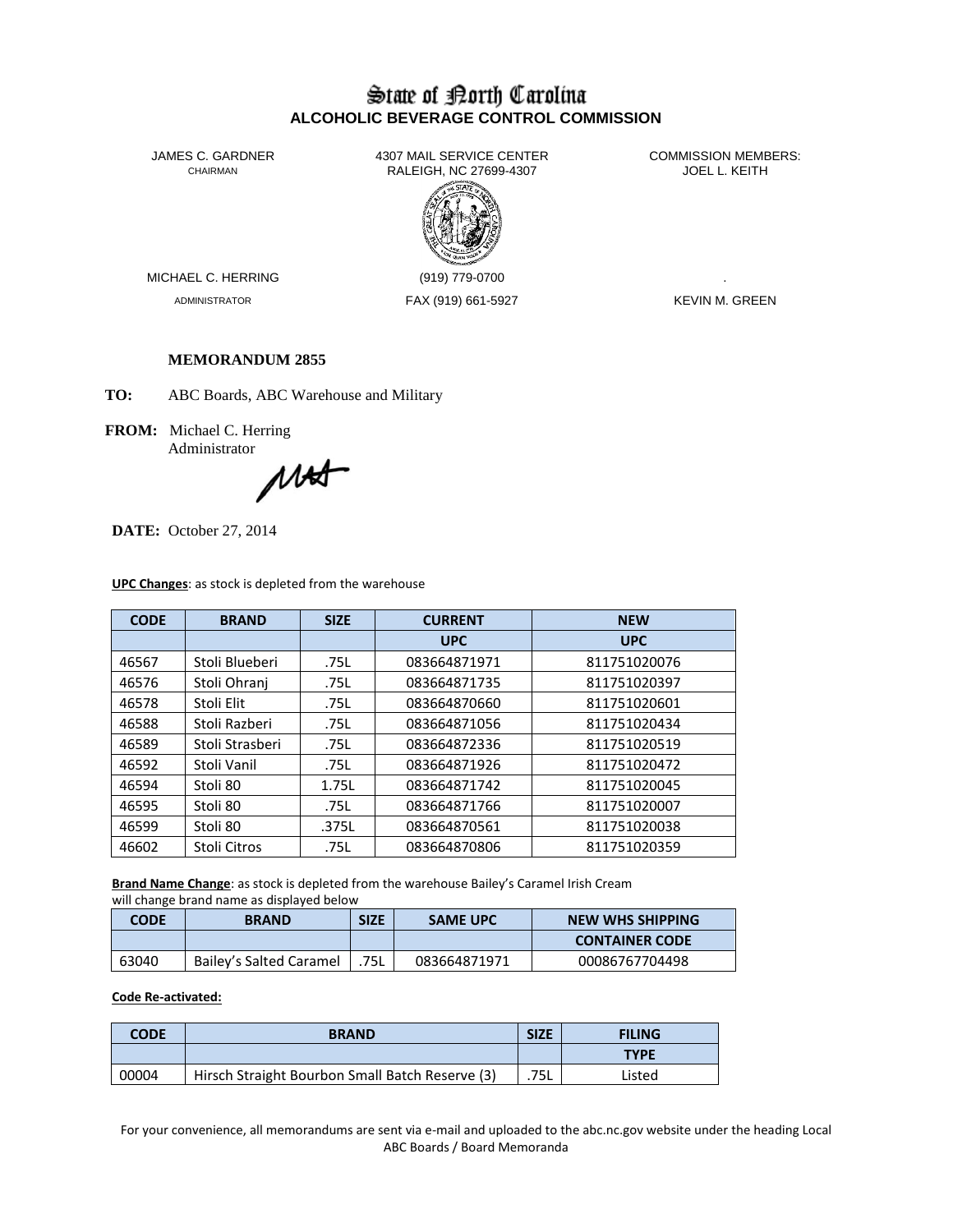# State of North Carolina
## ALCOHOLIC BEVERAGE CONTROL COMMISSION

JAMES C. GARDNER
CHAIRMAN

4307 MAIL SERVICE CENTER
RALEIGH, NC 27699-4307

COMMISSION MEMBERS:
JOEL L. KEITH

MICHAEL C. HERRING
ADMINISTRATOR

(919) 779-0700
FAX (919) 661-5927

.
KEVIN M. GREEN

**MEMORANDUM 2855**

**TO:** ABC Boards, ABC Warehouse and Military

**FROM:** Michael C. Herring
Administrator

**DATE:** October 27, 2014

**UPC Changes**: as stock is depleted from the warehouse

| CODE | BRAND | SIZE | CURRENT | NEW |
|---|---|---|---|---|
| | | | UPC | UPC |
| 46567 | Stoli Blueberi | .75L | 083664871971 | 811751020076 |
| 46576 | Stoli Ohranj | .75L | 083664871735 | 811751020397 |
| 46578 | Stoli Elit | .75L | 083664870660 | 811751020601 |
| 46588 | Stoli Razberi | .75L | 083664871056 | 811751020434 |
| 46589 | Stoli Strasberi | .75L | 083664872336 | 811751020519 |
| 46592 | Stoli Vanil | .75L | 083664871926 | 811751020472 |
| 46594 | Stoli 80 | 1.75L | 083664871742 | 811751020045 |
| 46595 | Stoli 80 | .75L | 083664871766 | 811751020007 |
| 46599 | Stoli 80 | .375L | 083664870561 | 811751020038 |
| 46602 | Stoli Citros | .75L | 083664870806 | 811751020359 |

**Brand Name Change**: as stock is depleted from the warehouse Bailey's Caramel Irish Cream will change brand name as displayed below

| CODE | BRAND | SIZE | SAME UPC | NEW WHS SHIPPING |
|---|---|---|---|---|
| | | | | CONTAINER CODE |
| 63040 | Bailey's Salted Caramel | .75L | 083664871971 | 00086767704498 |

**Code Re-activated:**

| CODE | BRAND | SIZE | FILING |
|---|---|---|---|
| | | | TYPE |
| 00004 | Hirsch Straight Bourbon Small Batch Reserve (3) | .75L | Listed |

For your convenience, all memorandums are sent via e-mail and uploaded to the abc.nc.gov website under the heading Local ABC Boards / Board Memoranda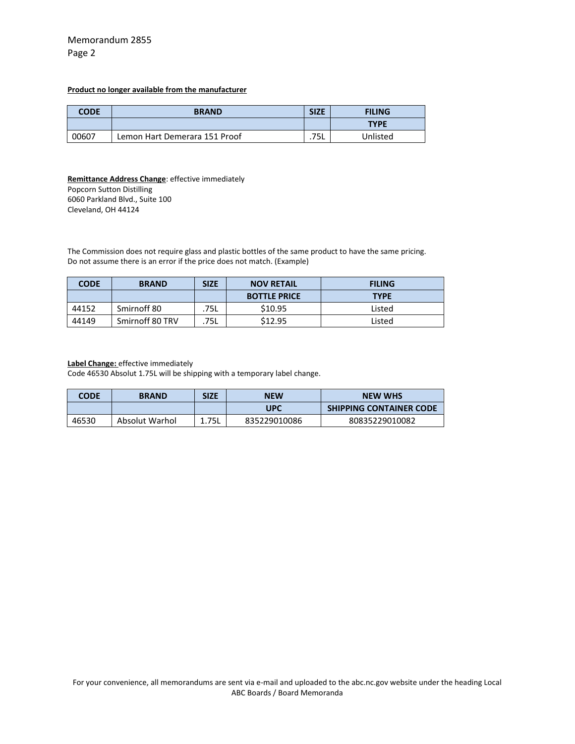**Product no longer available from the manufacturer**

| CODE | BRAND | SIZE | FILING |
|---|---|---|---|
| | | | TYPE |
| 00607 | Lemon Hart Demerara 151 Proof | .75L | Unlisted |

**Remittance Address Change**: effective immediately
Popcorn Sutton Distilling
6060 Parkland Blvd., Suite 100
Cleveland, OH 44124

The Commission does not require glass and plastic bottles of the same product to have the same pricing.
Do not assume there is an error if the price does not match. (Example)

| CODE | BRAND | SIZE | NOV RETAIL | FILING |
|---|---|---|---|---|
| | | | BOTTLE PRICE | TYPE |
| 44152 | Smirnoff 80 | .75L | $10.95 | Listed |
| 44149 | Smirnoff 80 TRV | .75L | $12.95 | Listed |

**Label Change:** effective immediately
Code 46530 Absolut 1.75L will be shipping with a temporary label change.

| CODE | BRAND | SIZE | NEW | NEW WHS |
|---|---|---|---|---|
| | | | UPC | SHIPPING CONTAINER CODE |
| 46530 | Absolut Warhol | 1.75L | 835229010086 | 80835229010082 |

For your convenience, all memorandums are sent via e-mail and uploaded to the abc.nc.gov website under the heading Local ABC Boards / Board Memoranda